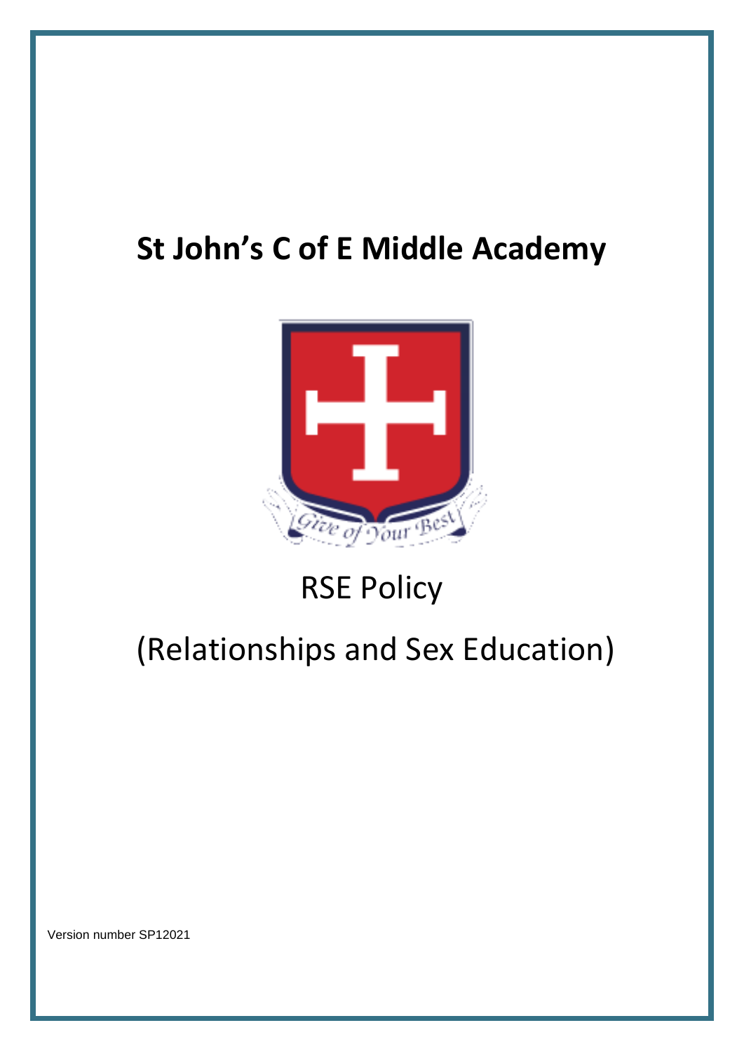# St John's C of E Middle Academy

Give of Your Best

RSE Policy

(Relationships and Sex Education)

Version number SP12021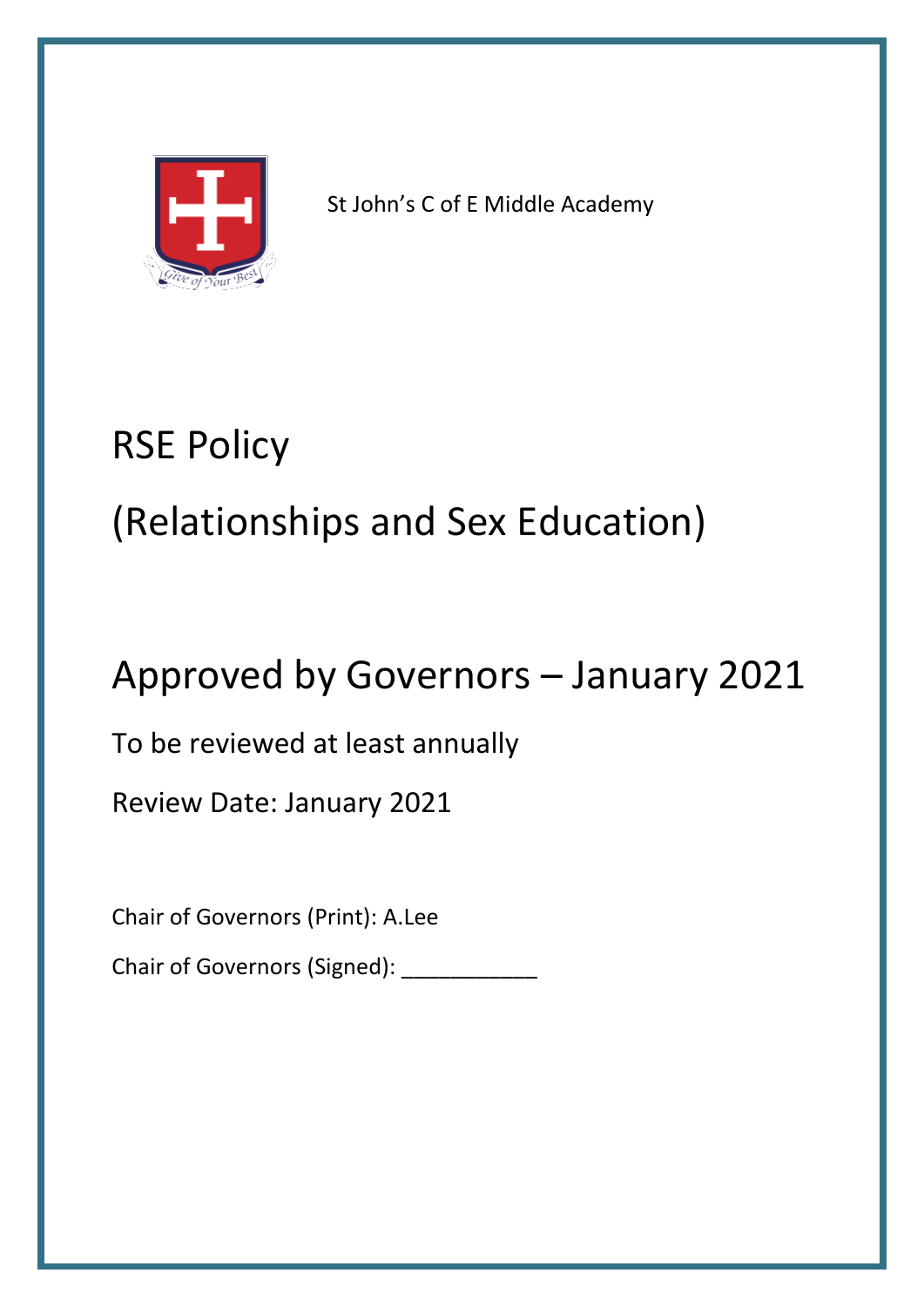St John's C of E Middle Academy

# RSE Policy

# (Relationships and Sex Education)

## Approved by Governors – January 2021

To be reviewed at least annually

Review Date: January 2021

Chair of Governors (Print): A.Lee

Chair of Governors (Signed): ___________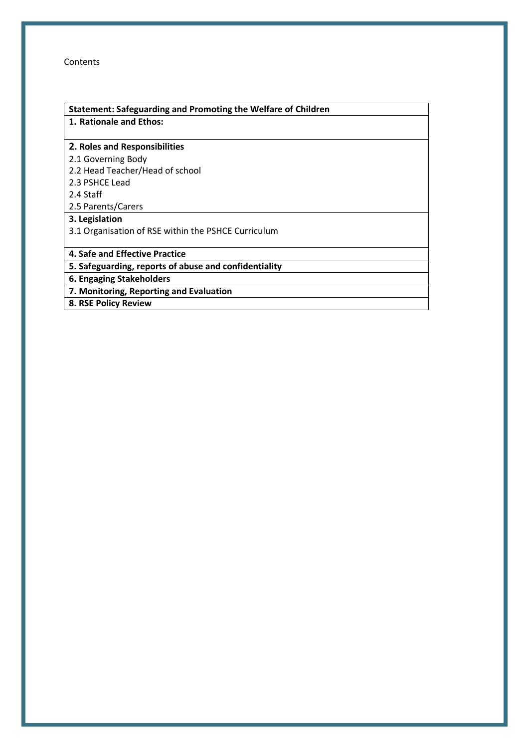Contents

| **Statement: Safeguarding and Promoting the Welfare of Children** |
|---|
| **1. Rationale and Ethos:** |
| **2. Roles and Responsibilities**<br>2.1 Governing Body<br>2.2 Head Teacher/Head of school<br>2.3 PSHCE Lead<br>2.4 Staff<br>2.5 Parents/Carers |
| **3. Legislation**<br>3.1 Organisation of RSE within the PSHCE Curriculum |
| **4. Safe and Effective Practice** |
| **5. Safeguarding, reports of abuse and confidentiality** |
| **6. Engaging Stakeholders** |
| **7. Monitoring, Reporting and Evaluation** |
| **8. RSE Policy Review** |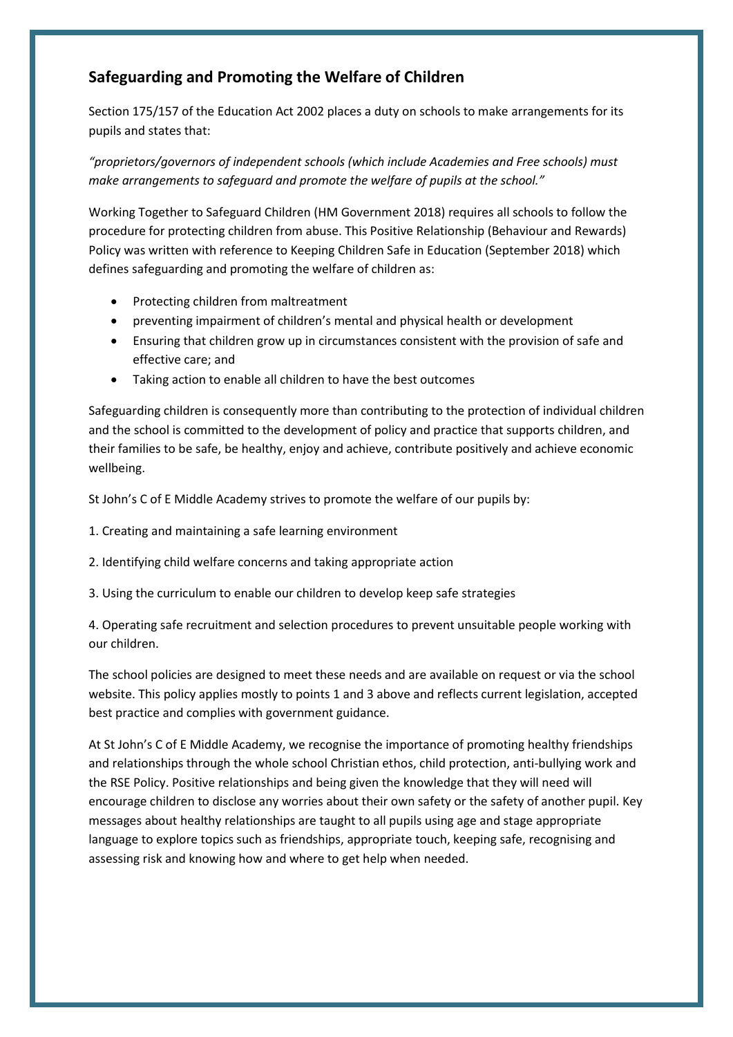## Safeguarding and Promoting the Welfare of Children

Section 175/157 of the Education Act 2002 places a duty on schools to make arrangements for its pupils and states that:

*"proprietors/governors of independent schools (which include Academies and Free schools) must make arrangements to safeguard and promote the welfare of pupils at the school."*

Working Together to Safeguard Children (HM Government 2018) requires all schools to follow the procedure for protecting children from abuse. This Positive Relationship (Behaviour and Rewards) Policy was written with reference to Keeping Children Safe in Education (September 2018) which defines safeguarding and promoting the welfare of children as:

- Protecting children from maltreatment
- preventing impairment of children's mental and physical health or development
- Ensuring that children grow up in circumstances consistent with the provision of safe and effective care; and
- Taking action to enable all children to have the best outcomes

Safeguarding children is consequently more than contributing to the protection of individual children and the school is committed to the development of policy and practice that supports children, and their families to be safe, be healthy, enjoy and achieve, contribute positively and achieve economic wellbeing.

St John's C of E Middle Academy strives to promote the welfare of our pupils by:

1. Creating and maintaining a safe learning environment

2. Identifying child welfare concerns and taking appropriate action

3. Using the curriculum to enable our children to develop keep safe strategies

4. Operating safe recruitment and selection procedures to prevent unsuitable people working with our children.

The school policies are designed to meet these needs and are available on request or via the school website. This policy applies mostly to points 1 and 3 above and reflects current legislation, accepted best practice and complies with government guidance.

At St John's C of E Middle Academy, we recognise the importance of promoting healthy friendships and relationships through the whole school Christian ethos, child protection, anti-bullying work and the RSE Policy. Positive relationships and being given the knowledge that they will need will encourage children to disclose any worries about their own safety or the safety of another pupil. Key messages about healthy relationships are taught to all pupils using age and stage appropriate language to explore topics such as friendships, appropriate touch, keeping safe, recognising and assessing risk and knowing how and where to get help when needed.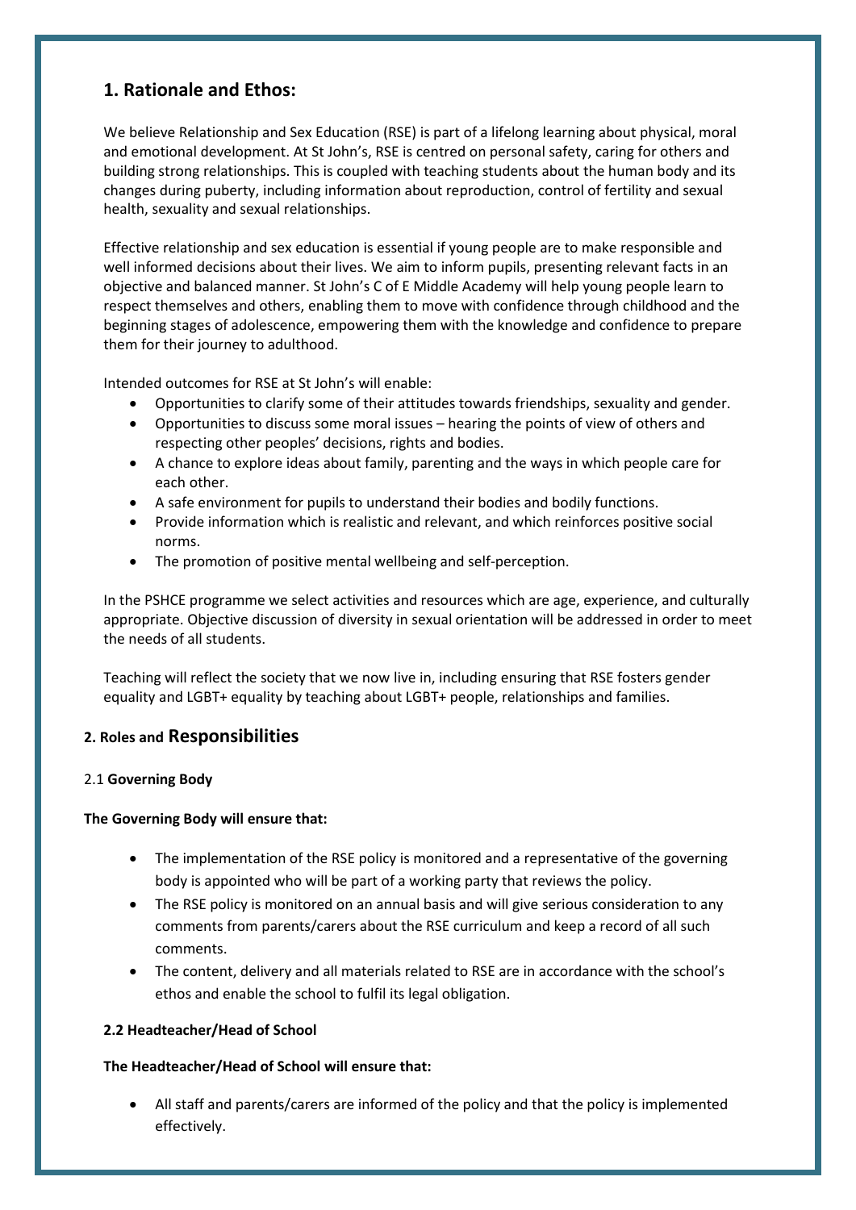## 1. Rationale and Ethos:

We believe Relationship and Sex Education (RSE) is part of a lifelong learning about physical, moral and emotional development. At St John's, RSE is centred on personal safety, caring for others and building strong relationships. This is coupled with teaching students about the human body and its changes during puberty, including information about reproduction, control of fertility and sexual health, sexuality and sexual relationships.

Effective relationship and sex education is essential if young people are to make responsible and well informed decisions about their lives. We aim to inform pupils, presenting relevant facts in an objective and balanced manner. St John's C of E Middle Academy will help young people learn to respect themselves and others, enabling them to move with confidence through childhood and the beginning stages of adolescence, empowering them with the knowledge and confidence to prepare them for their journey to adulthood.

Intended outcomes for RSE at St John's will enable:

- Opportunities to clarify some of their attitudes towards friendships, sexuality and gender.
- Opportunities to discuss some moral issues – hearing the points of view of others and respecting other peoples' decisions, rights and bodies.
- A chance to explore ideas about family, parenting and the ways in which people care for each other.
- A safe environment for pupils to understand their bodies and bodily functions.
- Provide information which is realistic and relevant, and which reinforces positive social norms.
- The promotion of positive mental wellbeing and self-perception.

In the PSHCE programme we select activities and resources which are age, experience, and culturally appropriate. Objective discussion of diversity in sexual orientation will be addressed in order to meet the needs of all students.

Teaching will reflect the society that we now live in, including ensuring that RSE fosters gender equality and LGBT+ equality by teaching about LGBT+ people, relationships and families.

## 2. Roles and Responsibilities

### 2.1 Governing Body

**The Governing Body will ensure that:**

- The implementation of the RSE policy is monitored and a representative of the governing body is appointed who will be part of a working party that reviews the policy.
- The RSE policy is monitored on an annual basis and will give serious consideration to any comments from parents/carers about the RSE curriculum and keep a record of all such comments.
- The content, delivery and all materials related to RSE are in accordance with the school's ethos and enable the school to fulfil its legal obligation.

### 2.2 Headteacher/Head of School

**The Headteacher/Head of School will ensure that:**

- All staff and parents/carers are informed of the policy and that the policy is implemented effectively.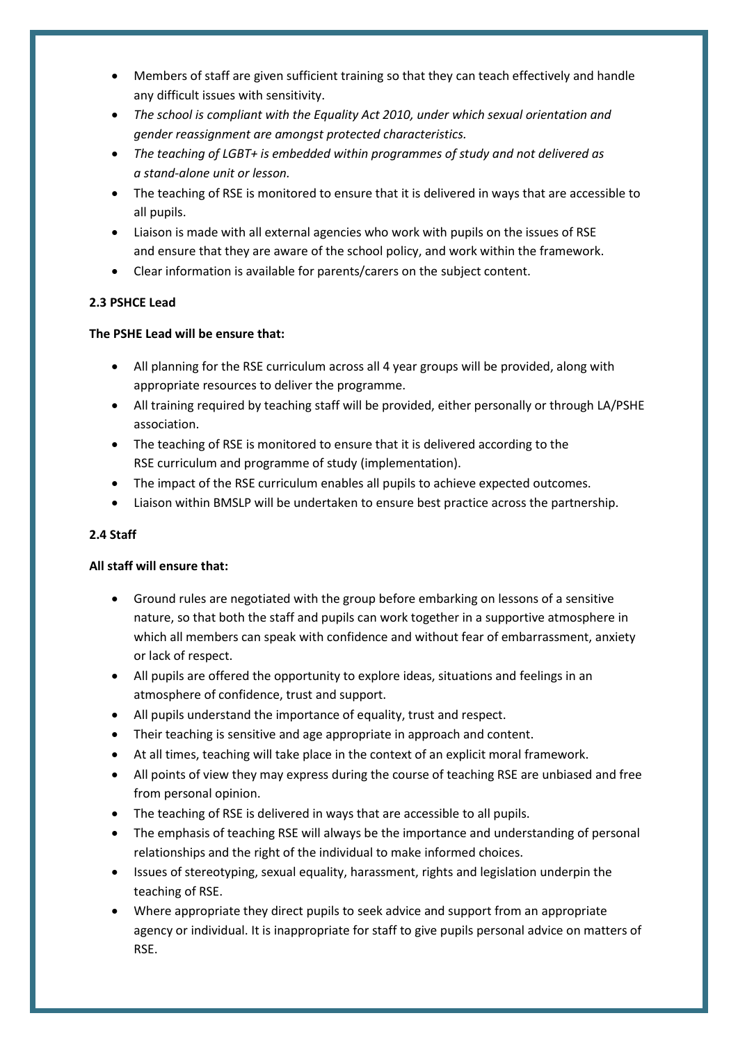- Members of staff are given sufficient training so that they can teach effectively and handle any difficult issues with sensitivity.
- *The school is compliant with the Equality Act 2010, under which sexual orientation and gender reassignment are amongst protected characteristics.*
- *The teaching of LGBT+ is embedded within programmes of study and not delivered as a stand-alone unit or lesson.*
- The teaching of RSE is monitored to ensure that it is delivered in ways that are accessible to all pupils.
- Liaison is made with all external agencies who work with pupils on the issues of RSE and ensure that they are aware of the school policy, and work within the framework.
- Clear information is available for parents/carers on the subject content.

### 2.3 PSHCE Lead

**The PSHE Lead will be ensure that:**

- All planning for the RSE curriculum across all 4 year groups will be provided, along with appropriate resources to deliver the programme.
- All training required by teaching staff will be provided, either personally or through LA/PSHE association.
- The teaching of RSE is monitored to ensure that it is delivered according to the RSE curriculum and programme of study (implementation).
- The impact of the RSE curriculum enables all pupils to achieve expected outcomes.
- Liaison within BMSLP will be undertaken to ensure best practice across the partnership.

### 2.4 Staff

**All staff will ensure that:**

- Ground rules are negotiated with the group before embarking on lessons of a sensitive nature, so that both the staff and pupils can work together in a supportive atmosphere in which all members can speak with confidence and without fear of embarrassment, anxiety or lack of respect.
- All pupils are offered the opportunity to explore ideas, situations and feelings in an atmosphere of confidence, trust and support.
- All pupils understand the importance of equality, trust and respect.
- Their teaching is sensitive and age appropriate in approach and content.
- At all times, teaching will take place in the context of an explicit moral framework.
- All points of view they may express during the course of teaching RSE are unbiased and free from personal opinion.
- The teaching of RSE is delivered in ways that are accessible to all pupils.
- The emphasis of teaching RSE will always be the importance and understanding of personal relationships and the right of the individual to make informed choices.
- Issues of stereotyping, sexual equality, harassment, rights and legislation underpin the teaching of RSE.
- Where appropriate they direct pupils to seek advice and support from an appropriate agency or individual. It is inappropriate for staff to give pupils personal advice on matters of RSE.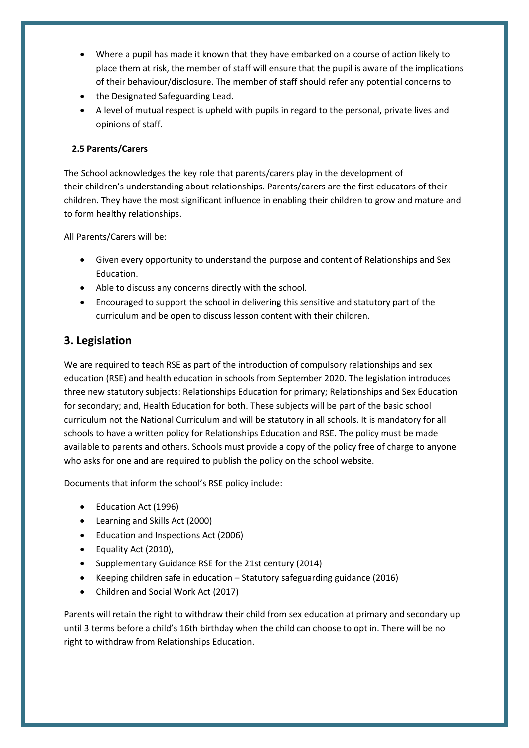- Where a pupil has made it known that they have embarked on a course of action likely to place them at risk, the member of staff will ensure that the pupil is aware of the implications of their behaviour/disclosure. The member of staff should refer any potential concerns to
- the Designated Safeguarding Lead.
- A level of mutual respect is upheld with pupils in regard to the personal, private lives and opinions of staff.

**2.5 Parents/Carers**

The School acknowledges the key role that parents/carers play in the development of their children's understanding about relationships. Parents/carers are the first educators of their children. They have the most significant influence in enabling their children to grow and mature and to form healthy relationships.

All Parents/Carers will be:

- Given every opportunity to understand the purpose and content of Relationships and Sex Education.
- Able to discuss any concerns directly with the school.
- Encouraged to support the school in delivering this sensitive and statutory part of the curriculum and be open to discuss lesson content with their children.

## 3. Legislation

We are required to teach RSE as part of the introduction of compulsory relationships and sex education (RSE) and health education in schools from September 2020. The legislation introduces three new statutory subjects: Relationships Education for primary; Relationships and Sex Education for secondary; and, Health Education for both. These subjects will be part of the basic school curriculum not the National Curriculum and will be statutory in all schools. It is mandatory for all schools to have a written policy for Relationships Education and RSE. The policy must be made available to parents and others. Schools must provide a copy of the policy free of charge to anyone who asks for one and are required to publish the policy on the school website.

Documents that inform the school's RSE policy include:

- Education Act (1996)
- Learning and Skills Act (2000)
- Education and Inspections Act (2006)
- Equality Act (2010),
- Supplementary Guidance RSE for the 21st century (2014)
- Keeping children safe in education – Statutory safeguarding guidance (2016)
- Children and Social Work Act (2017)

Parents will retain the right to withdraw their child from sex education at primary and secondary up until 3 terms before a child's 16th birthday when the child can choose to opt in. There will be no right to withdraw from Relationships Education.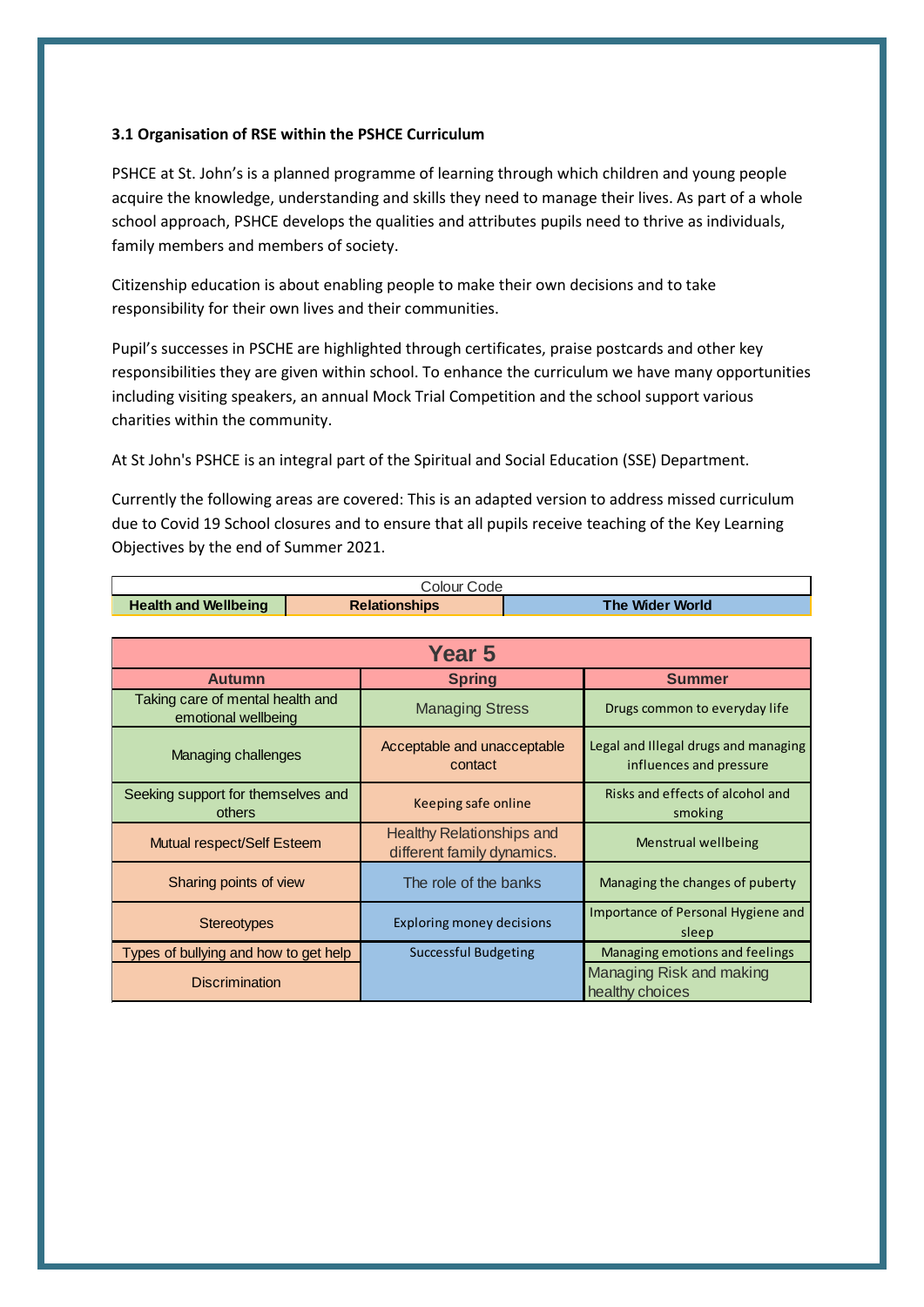**3.1 Organisation of RSE within the PSHCE Curriculum**

PSHCE at St. John's is a planned programme of learning through which children and young people acquire the knowledge, understanding and skills they need to manage their lives. As part of a whole school approach, PSHCE develops the qualities and attributes pupils need to thrive as individuals, family members and members of society.

Citizenship education is about enabling people to make their own decisions and to take responsibility for their own lives and their communities.

Pupil's successes in PSCHE are highlighted through certificates, praise postcards and other key responsibilities they are given within school. To enhance the curriculum we have many opportunities including visiting speakers, an annual Mock Trial Competition and the school support various charities within the community.

At St John's PSHCE is an integral part of the Spiritual and Social Education (SSE) Department.

Currently the following areas are covered: This is an adapted version to address missed curriculum due to Covid 19 School closures and to ensure that all pupils receive teaching of the Key Learning Objectives by the end of Summer 2021.

| Colour Code | | |
|---|---|---|
| **Health and Wellbeing** | **Relationships** | **The Wider World** |

| Year 5 | | |
|---|---|---|
| **Autumn** | **Spring** | **Summer** |
| Taking care of mental health and emotional wellbeing | Managing Stress | Drugs common to everyday life |
| Managing challenges | Acceptable and unacceptable contact | Legal and Illegal drugs and managing influences and pressure |
| Seeking support for themselves and others | Keeping safe online | Risks and effects of alcohol and smoking |
| Mutual respect/Self Esteem | Healthy Relationships and different family dynamics. | Menstrual wellbeing |
| Sharing points of view | The role of the banks | Managing the changes of puberty |
| Stereotypes | Exploring money decisions | Importance of Personal Hygiene and sleep |
| Types of bullying and how to get help | Successful Budgeting | Managing emotions and feelings |
| Discrimination | | Managing Risk and making healthy choices |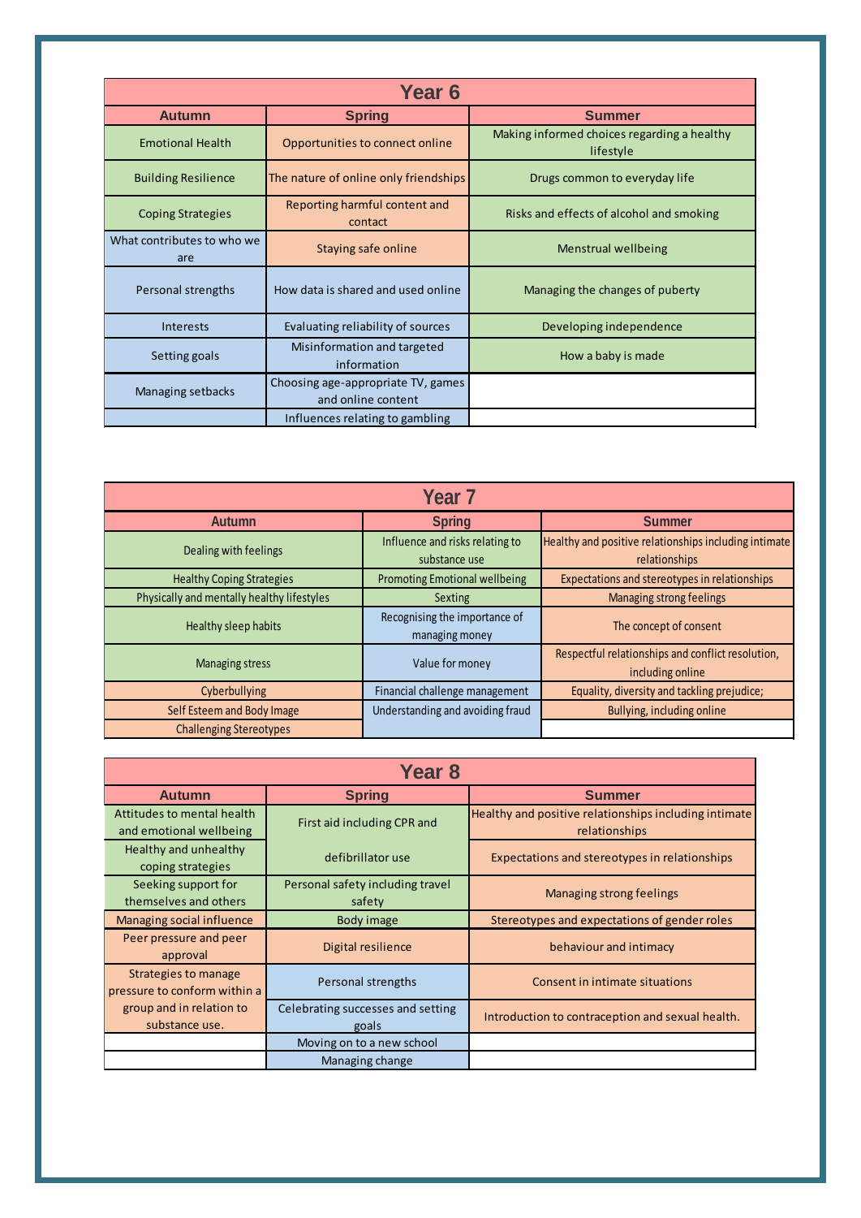## Year 6

| Autumn | Spring | Summer |
|---|---|---|
| Emotional Health | Opportunities to connect online | Making informed choices regarding a healthy lifestyle |
| Building Resilience | The nature of online only friendships | Drugs common to everyday life |
| Coping Strategies | Reporting harmful content and contact | Risks and effects of alcohol and smoking |
| What contributes to who we are | Staying safe online | Menstrual wellbeing |
| Personal strengths | How data is shared and used online | Managing the changes of puberty |
| Interests | Evaluating reliability of sources | Developing independence |
| Setting goals | Misinformation and targeted information | How a baby is made |
| Managing setbacks | Choosing age-appropriate TV, games and online content | |
| | Influences relating to gambling | |

## Year 7

| Autumn | Spring | Summer |
|---|---|---|
| Dealing with feelings | Influence and risks relating to substance use | Healthy and positive relationships including intimate relationships |
| Healthy Coping Strategies | Promoting Emotional wellbeing | Expectations and stereotypes in relationships |
| Physically and mentally healthy lifestyles | Sexting | Managing strong feelings |
| Healthy sleep habits | Recognising the importance of managing money | The concept of consent |
| Managing stress | Value for money | Respectful relationships and conflict resolution, including online |
| Cyberbullying | Financial challenge management | Equality, diversity and tackling prejudice; |
| Self Esteem and Body Image | Understanding and avoiding fraud | Bullying, including online |
| Challenging Stereotypes | | |

## Year 8

| Autumn | Spring | Summer |
|---|---|---|
| Attitudes to mental health and emotional wellbeing | First aid including CPR and | Healthy and positive relationships including intimate relationships |
| Healthy and unhealthy coping strategies | defibrillator use | Expectations and stereotypes in relationships |
| Seeking support for themselves and others | Personal safety including travel safety | Managing strong feelings |
| Managing social influence | Body image | Stereotypes and expectations of gender roles |
| Peer pressure and peer approval | Digital resilience | behaviour and intimacy |
| Strategies to manage pressure to conform within a group and in relation to substance use. | Personal strengths | Consent in intimate situations |
| | Celebrating successes and setting goals | Introduction to contraception and sexual health. |
| | Moving on to a new school | |
| | Managing change | |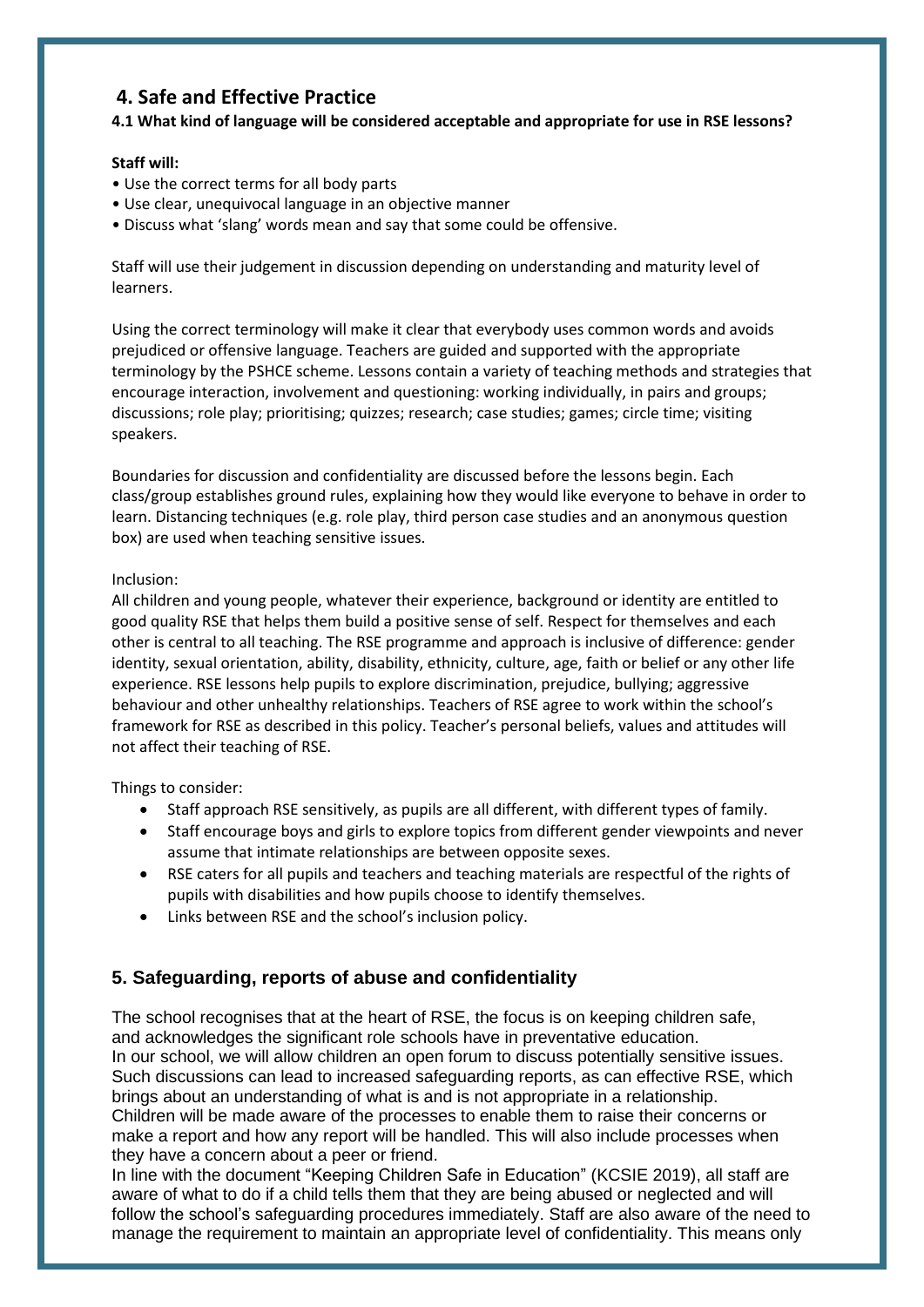## 4. Safe and Effective Practice

**4.1 What kind of language will be considered acceptable and appropriate for use in RSE lessons?**

**Staff will:**

- Use the correct terms for all body parts
- Use clear, unequivocal language in an objective manner
- Discuss what 'slang' words mean and say that some could be offensive.

Staff will use their judgement in discussion depending on understanding and maturity level of learners.

Using the correct terminology will make it clear that everybody uses common words and avoids prejudiced or offensive language. Teachers are guided and supported with the appropriate terminology by the PSHCE scheme. Lessons contain a variety of teaching methods and strategies that encourage interaction, involvement and questioning: working individually, in pairs and groups; discussions; role play; prioritising; quizzes; research; case studies; games; circle time; visiting speakers.

Boundaries for discussion and confidentiality are discussed before the lessons begin. Each class/group establishes ground rules, explaining how they would like everyone to behave in order to learn. Distancing techniques (e.g. role play, third person case studies and an anonymous question box) are used when teaching sensitive issues.

Inclusion:

All children and young people, whatever their experience, background or identity are entitled to good quality RSE that helps them build a positive sense of self. Respect for themselves and each other is central to all teaching. The RSE programme and approach is inclusive of difference: gender identity, sexual orientation, ability, disability, ethnicity, culture, age, faith or belief or any other life experience. RSE lessons help pupils to explore discrimination, prejudice, bullying; aggressive behaviour and other unhealthy relationships. Teachers of RSE agree to work within the school's framework for RSE as described in this policy. Teacher's personal beliefs, values and attitudes will not affect their teaching of RSE.

Things to consider:

- Staff approach RSE sensitively, as pupils are all different, with different types of family.
- Staff encourage boys and girls to explore topics from different gender viewpoints and never assume that intimate relationships are between opposite sexes.
- RSE caters for all pupils and teachers and teaching materials are respectful of the rights of pupils with disabilities and how pupils choose to identify themselves.
- Links between RSE and the school's inclusion policy.

## 5. Safeguarding, reports of abuse and confidentiality

The school recognises that at the heart of RSE, the focus is on keeping children safe, and acknowledges the significant role schools have in preventative education.
In our school, we will allow children an open forum to discuss potentially sensitive issues. Such discussions can lead to increased safeguarding reports, as can effective RSE, which brings about an understanding of what is and is not appropriate in a relationship.
Children will be made aware of the processes to enable them to raise their concerns or make a report and how any report will be handled. This will also include processes when they have a concern about a peer or friend.
In line with the document "Keeping Children Safe in Education" (KCSIE 2019), all staff are aware of what to do if a child tells them that they are being abused or neglected and will follow the school's safeguarding procedures immediately. Staff are also aware of the need to manage the requirement to maintain an appropriate level of confidentiality. This means only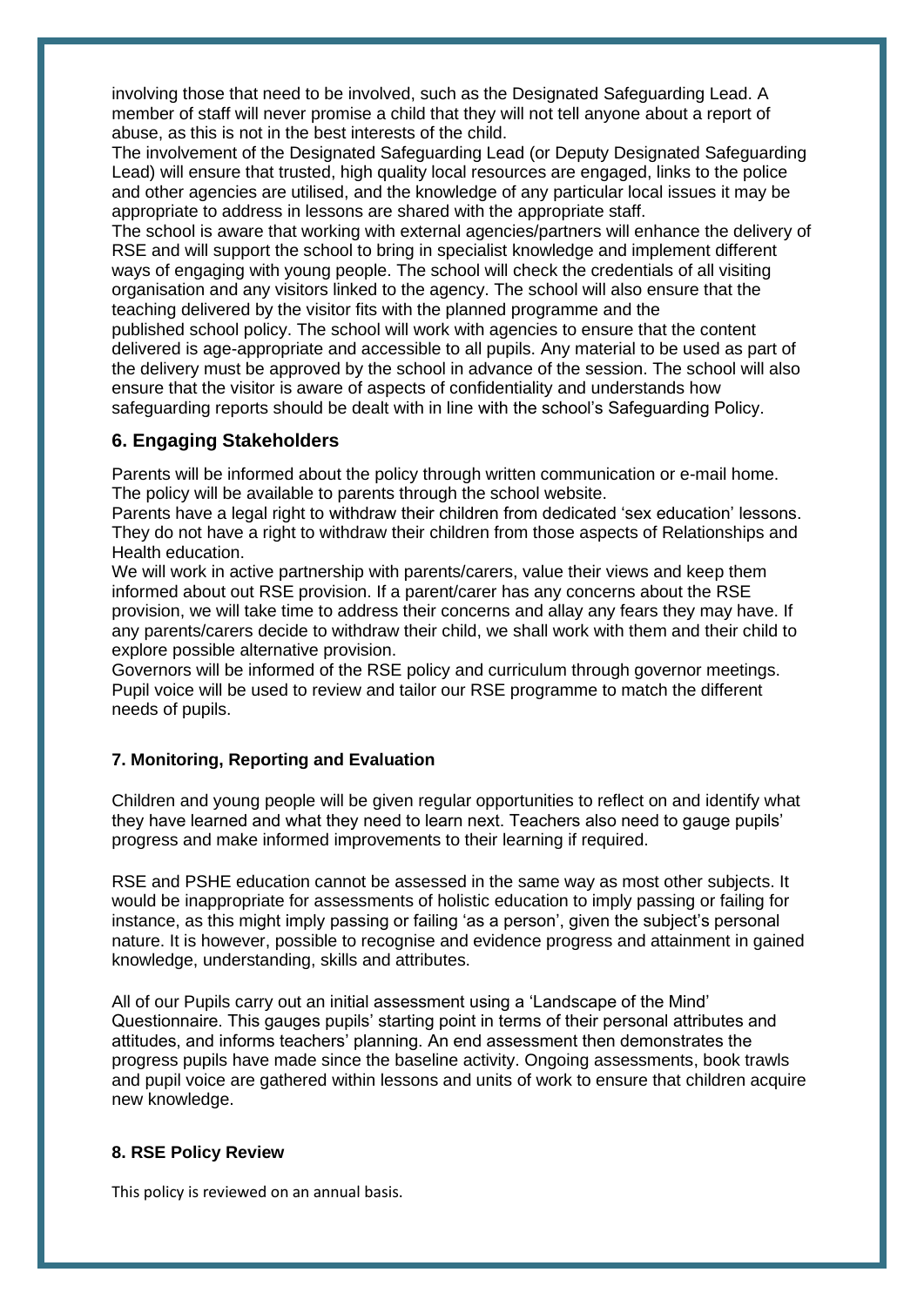involving those that need to be involved, such as the Designated Safeguarding Lead. A member of staff will never promise a child that they will not tell anyone about a report of abuse, as this is not in the best interests of the child.

The involvement of the Designated Safeguarding Lead (or Deputy Designated Safeguarding Lead) will ensure that trusted, high quality local resources are engaged, links to the police and other agencies are utilised, and the knowledge of any particular local issues it may be appropriate to address in lessons are shared with the appropriate staff.

The school is aware that working with external agencies/partners will enhance the delivery of RSE and will support the school to bring in specialist knowledge and implement different ways of engaging with young people. The school will check the credentials of all visiting organisation and any visitors linked to the agency. The school will also ensure that the teaching delivered by the visitor fits with the planned programme and the published school policy. The school will work with agencies to ensure that the content delivered is age-appropriate and accessible to all pupils. Any material to be used as part of the delivery must be approved by the school in advance of the session. The school will also ensure that the visitor is aware of aspects of confidentiality and understands how safeguarding reports should be dealt with in line with the school's Safeguarding Policy.

## 6. Engaging Stakeholders

Parents will be informed about the policy through written communication or e-mail home. The policy will be available to parents through the school website.

Parents have a legal right to withdraw their children from dedicated 'sex education' lessons. They do not have a right to withdraw their children from those aspects of Relationships and Health education.

We will work in active partnership with parents/carers, value their views and keep them informed about out RSE provision. If a parent/carer has any concerns about the RSE provision, we will take time to address their concerns and allay any fears they may have. If any parents/carers decide to withdraw their child, we shall work with them and their child to explore possible alternative provision.

Governors will be informed of the RSE policy and curriculum through governor meetings.

Pupil voice will be used to review and tailor our RSE programme to match the different needs of pupils.

### 7. Monitoring, Reporting and Evaluation

Children and young people will be given regular opportunities to reflect on and identify what they have learned and what they need to learn next. Teachers also need to gauge pupils' progress and make informed improvements to their learning if required.

RSE and PSHE education cannot be assessed in the same way as most other subjects. It would be inappropriate for assessments of holistic education to imply passing or failing for instance, as this might imply passing or failing 'as a person', given the subject's personal nature. It is however, possible to recognise and evidence progress and attainment in gained knowledge, understanding, skills and attributes.

All of our Pupils carry out an initial assessment using a 'Landscape of the Mind' Questionnaire. This gauges pupils' starting point in terms of their personal attributes and attitudes, and informs teachers' planning. An end assessment then demonstrates the progress pupils have made since the baseline activity. Ongoing assessments, book trawls and pupil voice are gathered within lessons and units of work to ensure that children acquire new knowledge.

### 8. RSE Policy Review

This policy is reviewed on an annual basis.